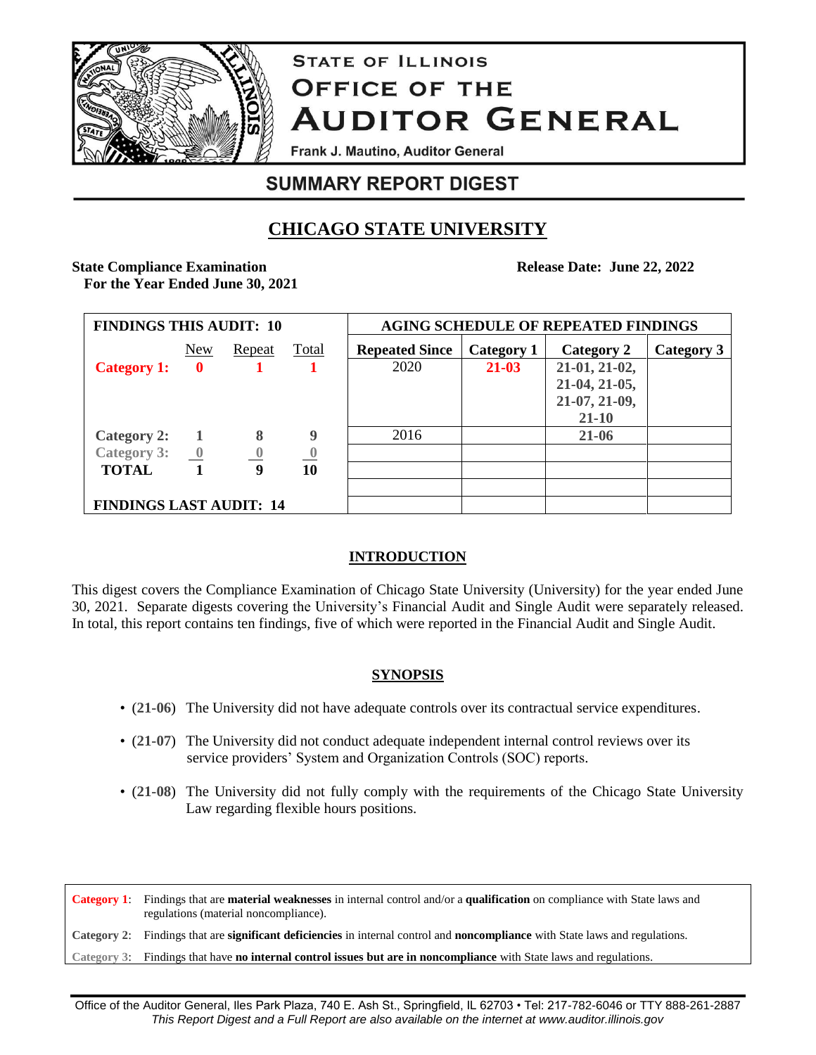# STATE OF ILLINOIS OFFICE OF THE AUDITOR GENERAL

Frank J. Mautino, Auditor General

## SUMMARY REPORT DIGEST

## CHICAGO STATE UNIVERSITY

**State Compliance Examination**
**For the Year Ended June 30, 2021**

**Release Date: June 22, 2022**

| FINDINGS THIS AUDIT: 10 | New | Repeat | Total |
|---|---|---|---|
| **Category 1:** | **0** | **1** | **1** |
| **Category 2:** | **1** | **8** | **9** |
| **Category 3:** | **0** | **0** | **0** |
| **TOTAL** | **1** | **9** | **10** |
| **FINDINGS LAST AUDIT: 14** | | | |

| AGING SCHEDULE OF REPEATED FINDINGS | | | |
|---|---|---|---|
| **Repeated Since** | **Category 1** | **Category 2** | **Category 3** |
| 2020 | **21-03** | **21-01, 21-02, 21-04, 21-05, 21-07, 21-09, 21-10** | |
| 2016 | | **21-06** | |

### INTRODUCTION

This digest covers the Compliance Examination of Chicago State University (University) for the year ended June 30, 2021. Separate digests covering the University's Financial Audit and Single Audit were separately released. In total, this report contains ten findings, five of which were reported in the Financial Audit and Single Audit.

### SYNOPSIS

- (**21-06**) The University did not have adequate controls over its contractual service expenditures.
- (**21-07**) The University did not conduct adequate independent internal control reviews over its service providers' System and Organization Controls (SOC) reports.
- (**21-08**) The University did not fully comply with the requirements of the Chicago State University Law regarding flexible hours positions.

**Category 1**: Findings that are **material weaknesses** in internal control and/or a **qualification** on compliance with State laws and regulations (material noncompliance).

**Category 2**: Findings that are **significant deficiencies** in internal control and **noncompliance** with State laws and regulations.

**Category 3**: Findings that have **no internal control issues but are in noncompliance** with State laws and regulations.

Office of the Auditor General, Iles Park Plaza, 740 E. Ash St., Springfield, IL 62703 • Tel: 217-782-6046 or TTY 888-261-2887
*This Report Digest and a Full Report are also available on the internet at www.auditor.illinois.gov*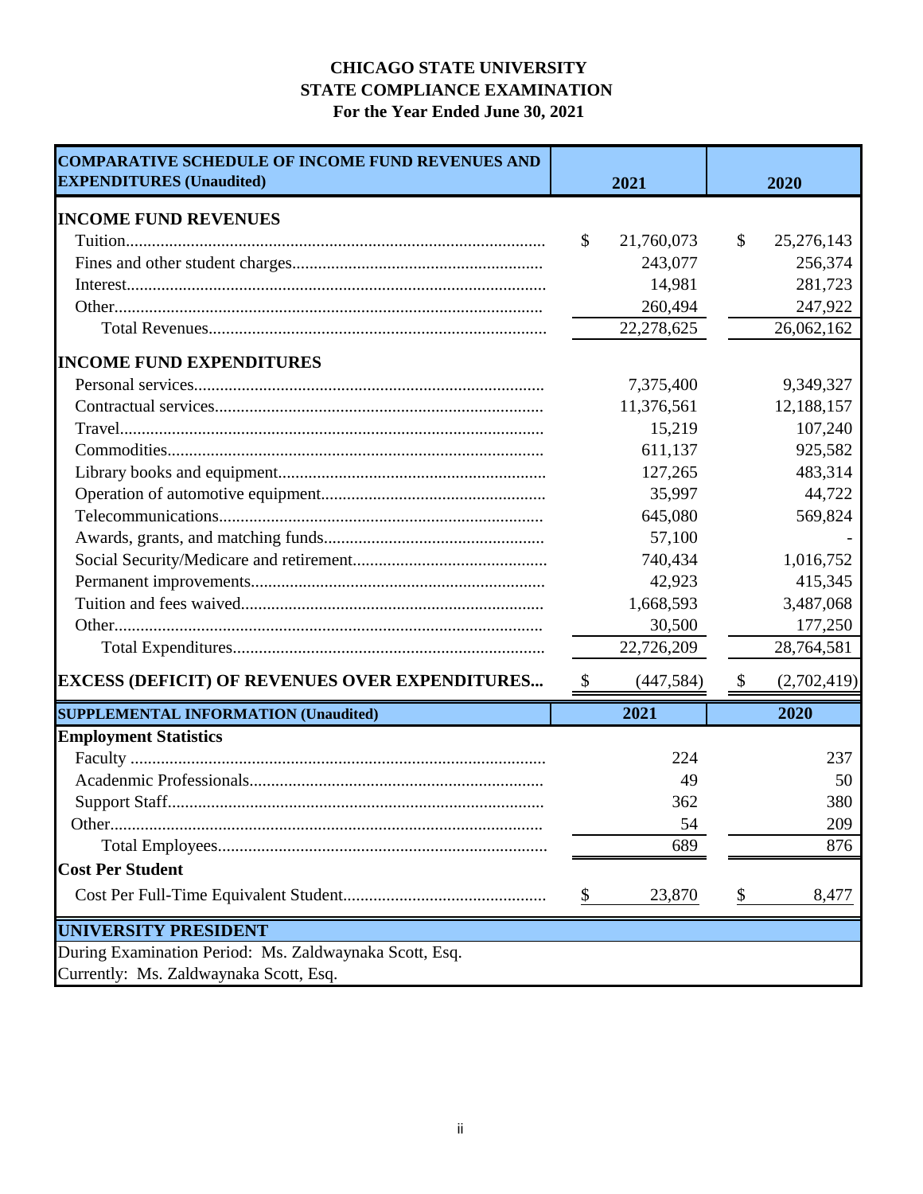**CHICAGO STATE UNIVERSITY**
**STATE COMPLIANCE EXAMINATION**
**For the Year Ended June 30, 2021**

| COMPARATIVE SCHEDULE OF INCOME FUND REVENUES AND EXPENDITURES (Unaudited) | 2021 | 2020 |
|---|---|---|
| **INCOME FUND REVENUES** | | |
| Tuition | $ 21,760,073 | $ 25,276,143 |
| Fines and other student charges | 243,077 | 256,374 |
| Interest | 14,981 | 281,723 |
| Other | 260,494 | 247,922 |
| Total Revenues | 22,278,625 | 26,062,162 |
| **INCOME FUND EXPENDITURES** | | |
| Personal services | 7,375,400 | 9,349,327 |
| Contractual services | 11,376,561 | 12,188,157 |
| Travel | 15,219 | 107,240 |
| Commodities | 611,137 | 925,582 |
| Library books and equipment | 127,265 | 483,314 |
| Operation of automotive equipment | 35,997 | 44,722 |
| Telecommunications | 645,080 | 569,824 |
| Awards, grants, and matching funds | 57,100 | - |
| Social Security/Medicare and retirement | 740,434 | 1,016,752 |
| Permanent improvements | 42,923 | 415,345 |
| Tuition and fees waived | 1,668,593 | 3,487,068 |
| Other | 30,500 | 177,250 |
| Total Expenditures | 22,726,209 | 28,764,581 |
| **EXCESS (DEFICIT) OF REVENUES OVER EXPENDITURES** | $ (447,584) | $ (2,702,419) |

| SUPPLEMENTAL INFORMATION (Unaudited) | 2021 | 2020 |
|---|---|---|
| **Employment Statistics** | | |
| Faculty | 224 | 237 |
| Acadenmic Professionals | 49 | 50 |
| Support Staff | 362 | 380 |
| Other | 54 | 209 |
| Total Employees | 689 | 876 |
| **Cost Per Student** | | |
| Cost Per Full-Time Equivalent Student | $ 23,870 | $ 8,477 |

| UNIVERSITY PRESIDENT |
|---|
| During Examination Period: Ms. Zaldwaynaka Scott, Esq. |
| Currently: Ms. Zaldwaynaka Scott, Esq. |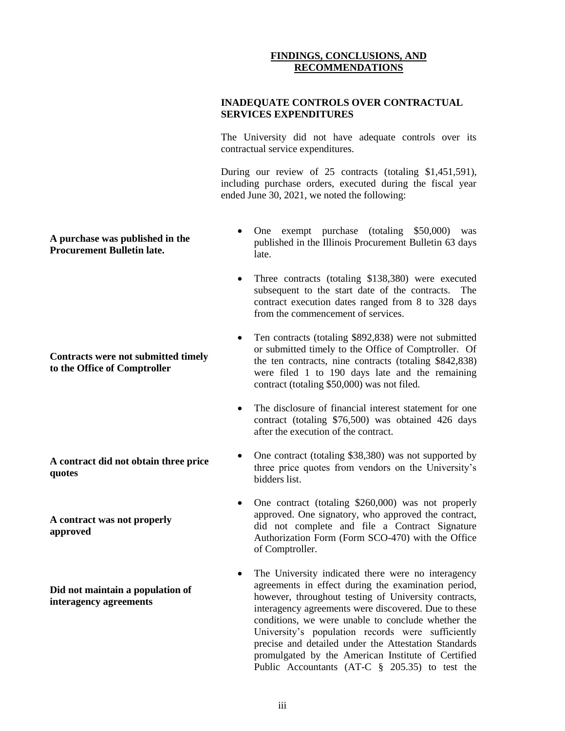## FINDINGS, CONCLUSIONS, AND RECOMMENDATIONS

### INADEQUATE CONTROLS OVER CONTRACTUAL SERVICES EXPENDITURES

The University did not have adequate controls over its contractual service expenditures.

During our review of 25 contracts (totaling $1,451,591), including purchase orders, executed during the fiscal year ended June 30, 2021, we noted the following:

**A purchase was published in the Procurement Bulletin late.**

- One exempt purchase (totaling $50,000) was published in the Illinois Procurement Bulletin 63 days late.
- Three contracts (totaling $138,380) were executed subsequent to the start date of the contracts. The contract execution dates ranged from 8 to 328 days from the commencement of services.

**Contracts were not submitted timely to the Office of Comptroller**

- Ten contracts (totaling $892,838) were not submitted or submitted timely to the Office of Comptroller. Of the ten contracts, nine contracts (totaling $842,838) were filed 1 to 190 days late and the remaining contract (totaling $50,000) was not filed.
- The disclosure of financial interest statement for one contract (totaling $76,500) was obtained 426 days after the execution of the contract.

**A contract did not obtain three price quotes**

- One contract (totaling $38,380) was not supported by three price quotes from vendors on the University's bidders list.

**A contract was not properly approved**

- One contract (totaling $260,000) was not properly approved. One signatory, who approved the contract, did not complete and file a Contract Signature Authorization Form (Form SCO-470) with the Office of Comptroller.

**Did not maintain a population of interagency agreements**

- The University indicated there were no interagency agreements in effect during the examination period, however, throughout testing of University contracts, interagency agreements were discovered. Due to these conditions, we were unable to conclude whether the University's population records were sufficiently precise and detailed under the Attestation Standards promulgated by the American Institute of Certified Public Accountants (AT-C § 205.35) to test the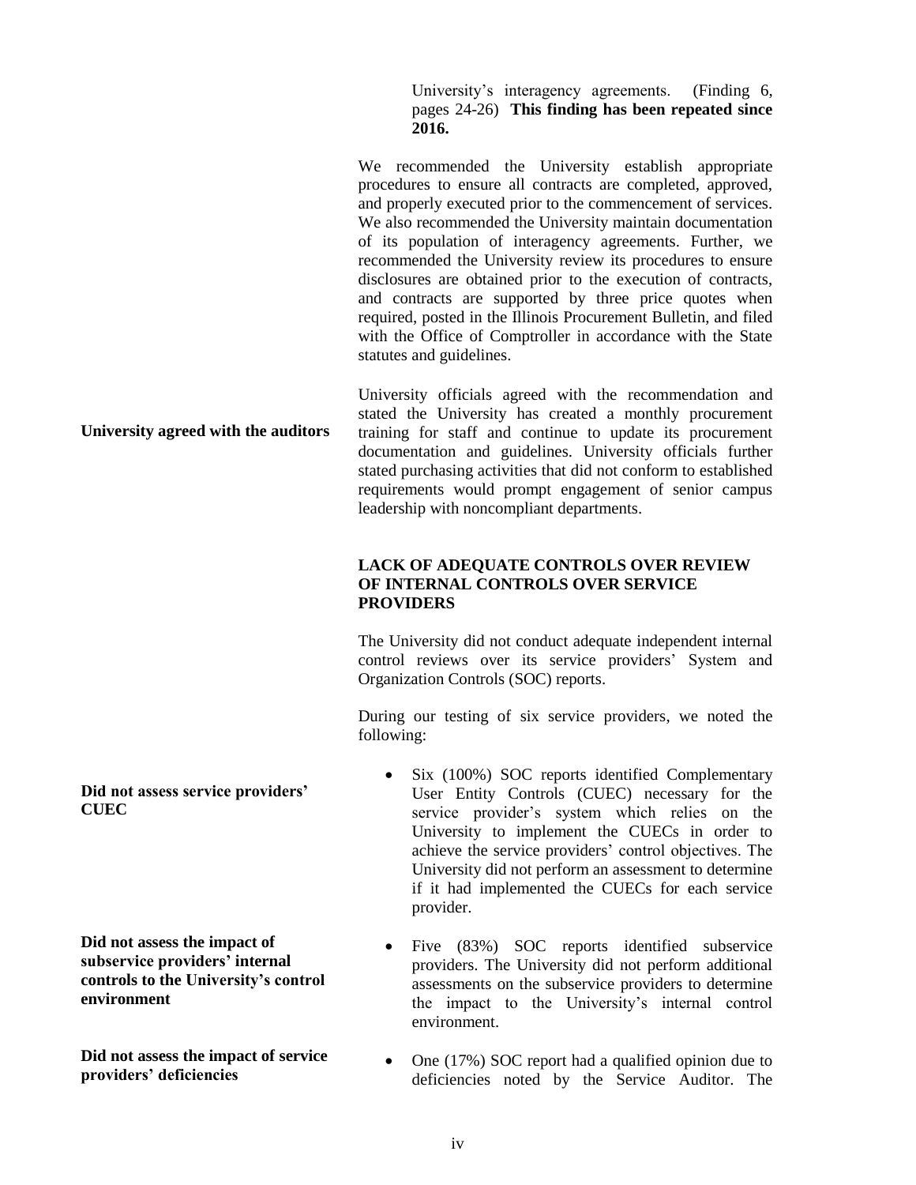University's interagency agreements. (Finding 6, pages 24-26) **This finding has been repeated since 2016.**

We recommended the University establish appropriate procedures to ensure all contracts are completed, approved, and properly executed prior to the commencement of services. We also recommended the University maintain documentation of its population of interagency agreements. Further, we recommended the University review its procedures to ensure disclosures are obtained prior to the execution of contracts, and contracts are supported by three price quotes when required, posted in the Illinois Procurement Bulletin, and filed with the Office of Comptroller in accordance with the State statutes and guidelines.

**University agreed with the auditors**

University officials agreed with the recommendation and stated the University has created a monthly procurement training for staff and continue to update its procurement documentation and guidelines. University officials further stated purchasing activities that did not conform to established requirements would prompt engagement of senior campus leadership with noncompliant departments.

**LACK OF ADEQUATE CONTROLS OVER REVIEW OF INTERNAL CONTROLS OVER SERVICE PROVIDERS**

The University did not conduct adequate independent internal control reviews over its service providers' System and Organization Controls (SOC) reports.

During our testing of six service providers, we noted the following:

**Did not assess service providers' CUEC**

- Six (100%) SOC reports identified Complementary User Entity Controls (CUEC) necessary for the service provider's system which relies on the University to implement the CUECs in order to achieve the service providers' control objectives. The University did not perform an assessment to determine if it had implemented the CUECs for each service provider.

**Did not assess the impact of subservice providers' internal controls to the University's control environment**

- Five (83%) SOC reports identified subservice providers. The University did not perform additional assessments on the subservice providers to determine the impact to the University's internal control environment.

**Did not assess the impact of service providers' deficiencies**

- One (17%) SOC report had a qualified opinion due to deficiencies noted by the Service Auditor. The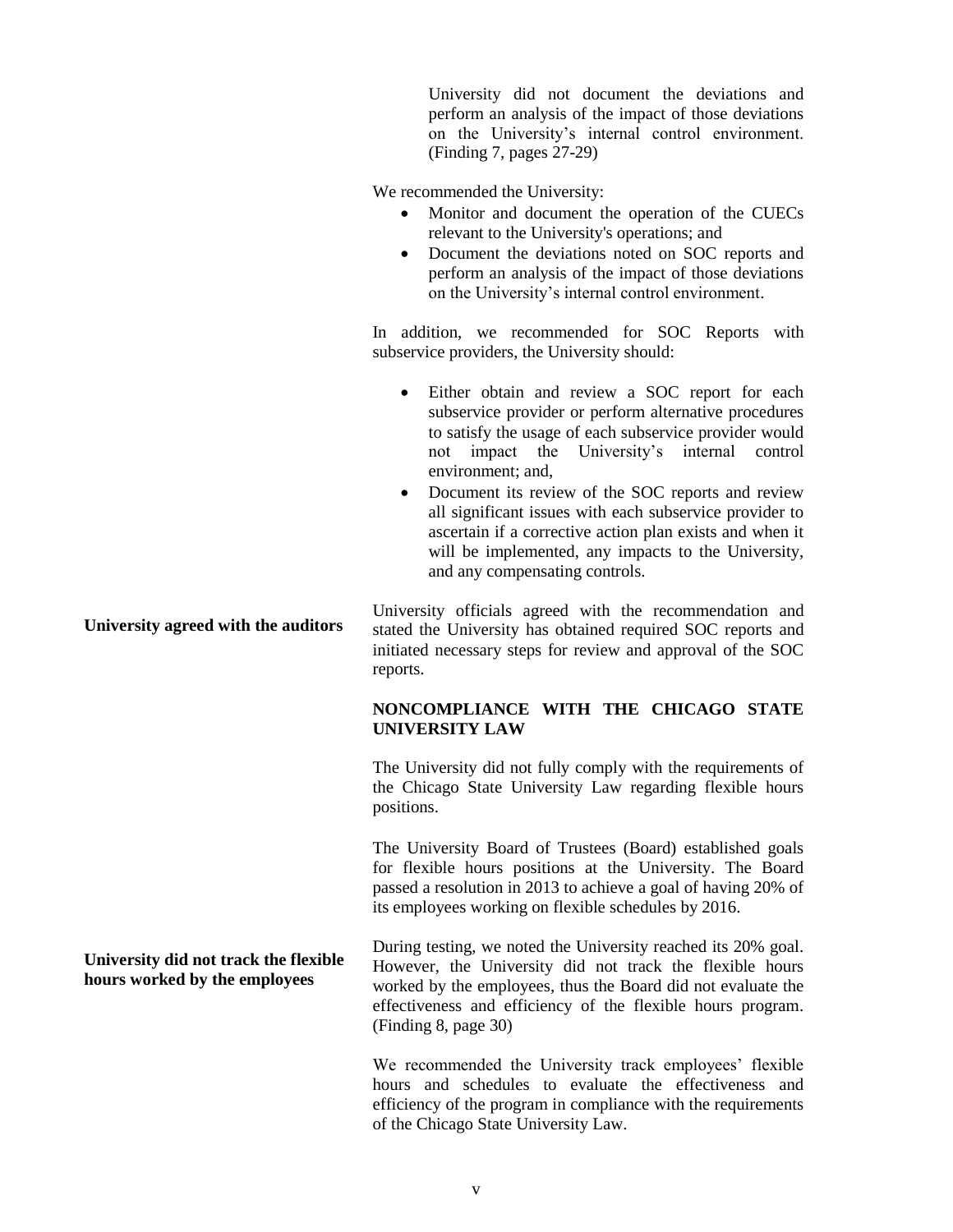University did not document the deviations and perform an analysis of the impact of those deviations on the University's internal control environment. (Finding 7, pages 27-29)

We recommended the University:

- Monitor and document the operation of the CUECs relevant to the University's operations; and
- Document the deviations noted on SOC reports and perform an analysis of the impact of those deviations on the University's internal control environment.

In addition, we recommended for SOC Reports with subservice providers, the University should:

- Either obtain and review a SOC report for each subservice provider or perform alternative procedures to satisfy the usage of each subservice provider would not impact the University's internal control environment; and,
- Document its review of the SOC reports and review all significant issues with each subservice provider to ascertain if a corrective action plan exists and when it will be implemented, any impacts to the University, and any compensating controls.

**University agreed with the auditors**

University officials agreed with the recommendation and stated the University has obtained required SOC reports and initiated necessary steps for review and approval of the SOC reports.

**NONCOMPLIANCE WITH THE CHICAGO STATE UNIVERSITY LAW**

The University did not fully comply with the requirements of the Chicago State University Law regarding flexible hours positions.

The University Board of Trustees (Board) established goals for flexible hours positions at the University. The Board passed a resolution in 2013 to achieve a goal of having 20% of its employees working on flexible schedules by 2016.

**University did not track the flexible hours worked by the employees**

During testing, we noted the University reached its 20% goal. However, the University did not track the flexible hours worked by the employees, thus the Board did not evaluate the effectiveness and efficiency of the flexible hours program. (Finding 8, page 30)

We recommended the University track employees' flexible hours and schedules to evaluate the effectiveness and efficiency of the program in compliance with the requirements of the Chicago State University Law.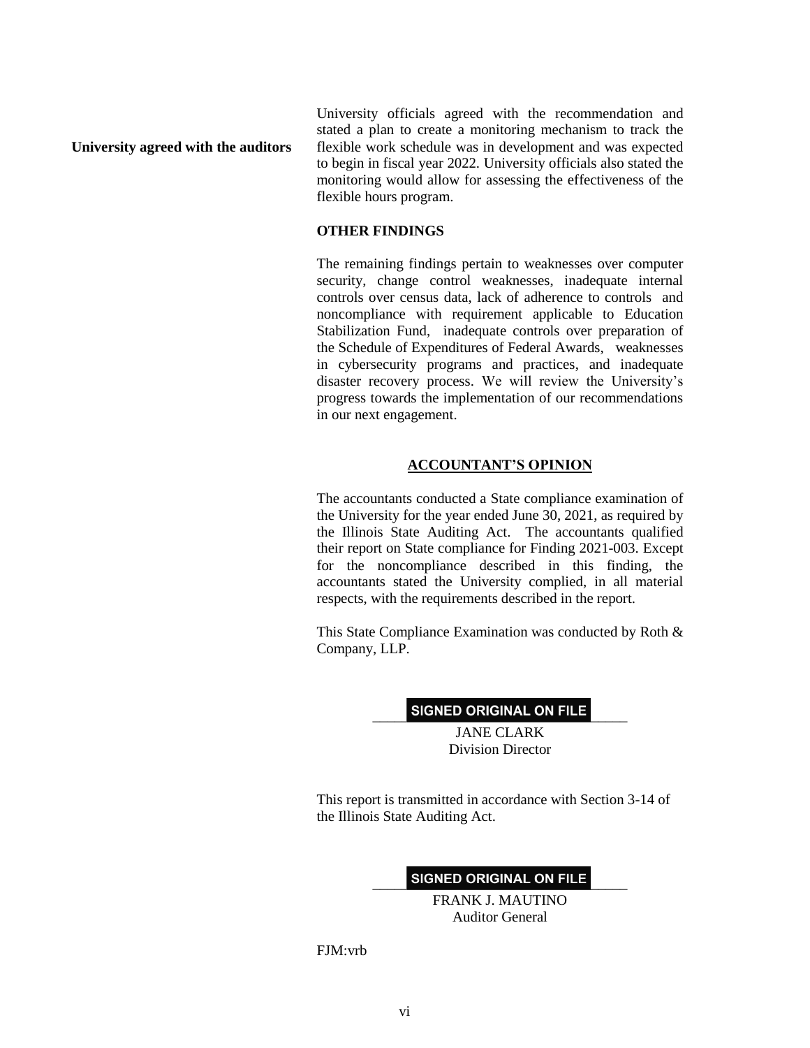**University agreed with the auditors**

University officials agreed with the recommendation and stated a plan to create a monitoring mechanism to track the flexible work schedule was in development and was expected to begin in fiscal year 2022. University officials also stated the monitoring would allow for assessing the effectiveness of the flexible hours program.

**OTHER FINDINGS**

The remaining findings pertain to weaknesses over computer security, change control weaknesses, inadequate internal controls over census data, lack of adherence to controls and noncompliance with requirement applicable to Education Stabilization Fund, inadequate controls over preparation of the Schedule of Expenditures of Federal Awards, weaknesses in cybersecurity programs and practices, and inadequate disaster recovery process. We will review the University's progress towards the implementation of our recommendations in our next engagement.

## ACCOUNTANT'S OPINION

The accountants conducted a State compliance examination of the University for the year ended June 30, 2021, as required by the Illinois State Auditing Act. The accountants qualified their report on State compliance for Finding 2021-003. Except for the noncompliance described in this finding, the accountants stated the University complied, in all material respects, with the requirements described in the report.

This State Compliance Examination was conducted by Roth & Company, LLP.

SIGNED ORIGINAL ON FILE

JANE CLARK
Division Director

This report is transmitted in accordance with Section 3-14 of the Illinois State Auditing Act.

SIGNED ORIGINAL ON FILE

FRANK J. MAUTINO
Auditor General

FJM:vrb